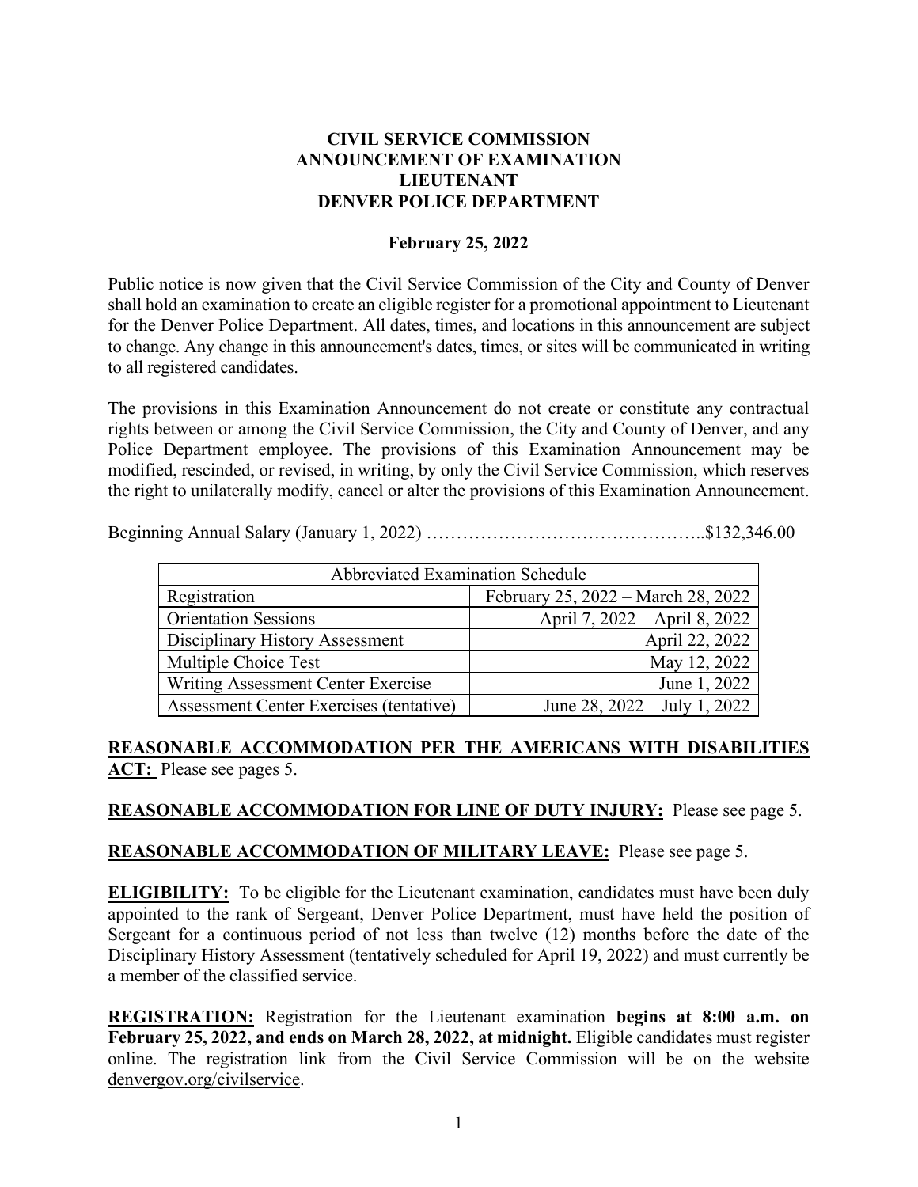**CIVIL SERVICE COMMISSION**
**ANNOUNCEMENT OF EXAMINATION**
**LIEUTENANT**
**DENVER POLICE DEPARTMENT**

**February 25, 2022**

Public notice is now given that the Civil Service Commission of the City and County of Denver shall hold an examination to create an eligible register for a promotional appointment to Lieutenant for the Denver Police Department. All dates, times, and locations in this announcement are subject to change. Any change in this announcement's dates, times, or sites will be communicated in writing to all registered candidates.

The provisions in this Examination Announcement do not create or constitute any contractual rights between or among the Civil Service Commission, the City and County of Denver, and any Police Department employee. The provisions of this Examination Announcement may be modified, rescinded, or revised, in writing, by only the Civil Service Commission, which reserves the right to unilaterally modify, cancel or alter the provisions of this Examination Announcement.

Beginning Annual Salary (January 1, 2022) ………………………………………..$132,346.00

| Abbreviated Examination Schedule | |
|---|---|
| Registration | February 25, 2022 – March 28, 2022 |
| Orientation Sessions | April 7, 2022 – April 8, 2022 |
| Disciplinary History Assessment | April 22, 2022 |
| Multiple Choice Test | May 12, 2022 |
| Writing Assessment Center Exercise | June 1, 2022 |
| Assessment Center Exercises (tentative) | June 28, 2022 – July 1, 2022 |

**REASONABLE ACCOMMODATION PER THE AMERICANS WITH DISABILITIES ACT:** Please see pages 5.

**REASONABLE ACCOMMODATION FOR LINE OF DUTY INJURY:** Please see page 5.

**REASONABLE ACCOMMODATION OF MILITARY LEAVE:** Please see page 5.

**ELIGIBILITY:** To be eligible for the Lieutenant examination, candidates must have been duly appointed to the rank of Sergeant, Denver Police Department, must have held the position of Sergeant for a continuous period of not less than twelve (12) months before the date of the Disciplinary History Assessment (tentatively scheduled for April 19, 2022) and must currently be a member of the classified service.

**REGISTRATION:** Registration for the Lieutenant examination **begins at 8:00 a.m. on February 25, 2022, and ends on March 28, 2022, at midnight.** Eligible candidates must register online. The registration link from the Civil Service Commission will be on the website denvergov.org/civilservice.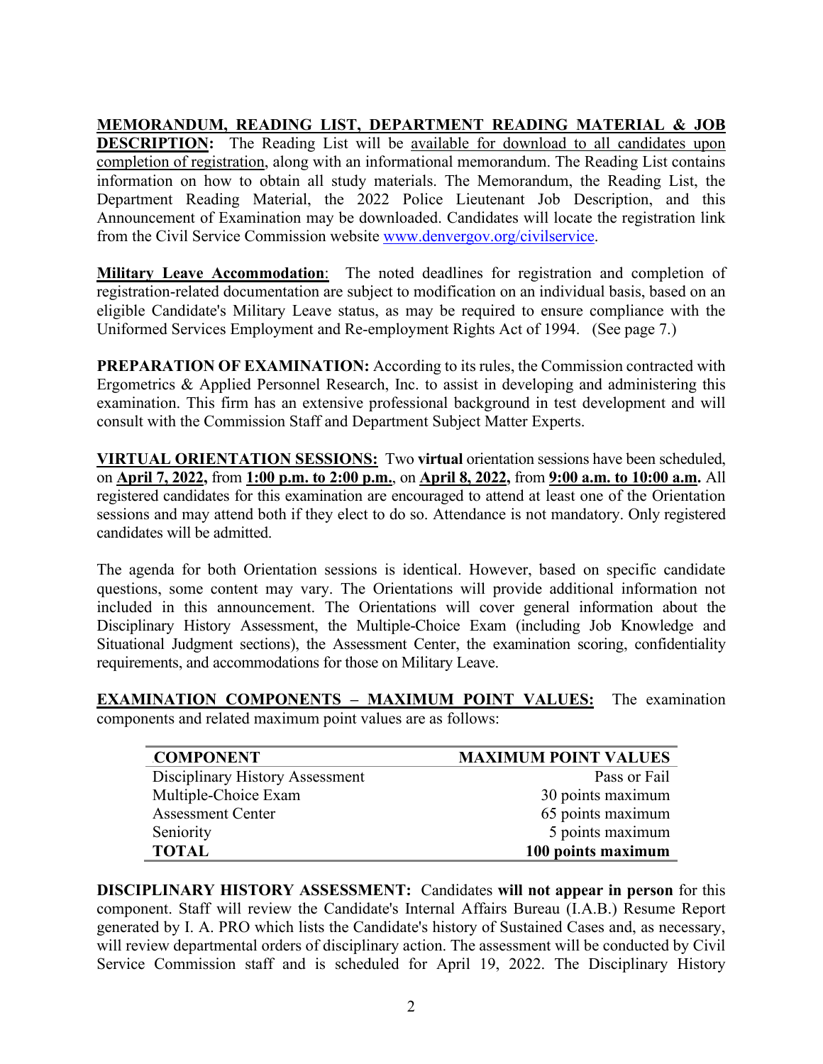**MEMORANDUM, READING LIST, DEPARTMENT READING MATERIAL & JOB DESCRIPTION:** The Reading List will be available for download to all candidates upon completion of registration, along with an informational memorandum. The Reading List contains information on how to obtain all study materials. The Memorandum, the Reading List, the Department Reading Material, the 2022 Police Lieutenant Job Description, and this Announcement of Examination may be downloaded. Candidates will locate the registration link from the Civil Service Commission website www.denvergov.org/civilservice.

**Military Leave Accommodation**: The noted deadlines for registration and completion of registration-related documentation are subject to modification on an individual basis, based on an eligible Candidate's Military Leave status, as may be required to ensure compliance with the Uniformed Services Employment and Re-employment Rights Act of 1994. (See page 7.)

**PREPARATION OF EXAMINATION:** According to its rules, the Commission contracted with Ergometrics & Applied Personnel Research, Inc. to assist in developing and administering this examination. This firm has an extensive professional background in test development and will consult with the Commission Staff and Department Subject Matter Experts.

**VIRTUAL ORIENTATION SESSIONS:** Two **virtual** orientation sessions have been scheduled, on **April 7, 2022,** from **1:00 p.m. to 2:00 p.m.**, on **April 8, 2022,** from **9:00 a.m. to 10:00 a.m.** All registered candidates for this examination are encouraged to attend at least one of the Orientation sessions and may attend both if they elect to do so. Attendance is not mandatory. Only registered candidates will be admitted.

The agenda for both Orientation sessions is identical. However, based on specific candidate questions, some content may vary. The Orientations will provide additional information not included in this announcement. The Orientations will cover general information about the Disciplinary History Assessment, the Multiple-Choice Exam (including Job Knowledge and Situational Judgment sections), the Assessment Center, the examination scoring, confidentiality requirements, and accommodations for those on Military Leave.

**EXAMINATION COMPONENTS – MAXIMUM POINT VALUES:** The examination components and related maximum point values are as follows:

| COMPONENT | MAXIMUM POINT VALUES |
|---|---|
| Disciplinary History Assessment | Pass or Fail |
| Multiple-Choice Exam | 30 points maximum |
| Assessment Center | 65 points maximum |
| Seniority | 5 points maximum |
| **TOTAL** | **100 points maximum** |

**DISCIPLINARY HISTORY ASSESSMENT:** Candidates **will not appear in person** for this component. Staff will review the Candidate's Internal Affairs Bureau (I.A.B.) Resume Report generated by I. A. PRO which lists the Candidate's history of Sustained Cases and, as necessary, will review departmental orders of disciplinary action. The assessment will be conducted by Civil Service Commission staff and is scheduled for April 19, 2022. The Disciplinary History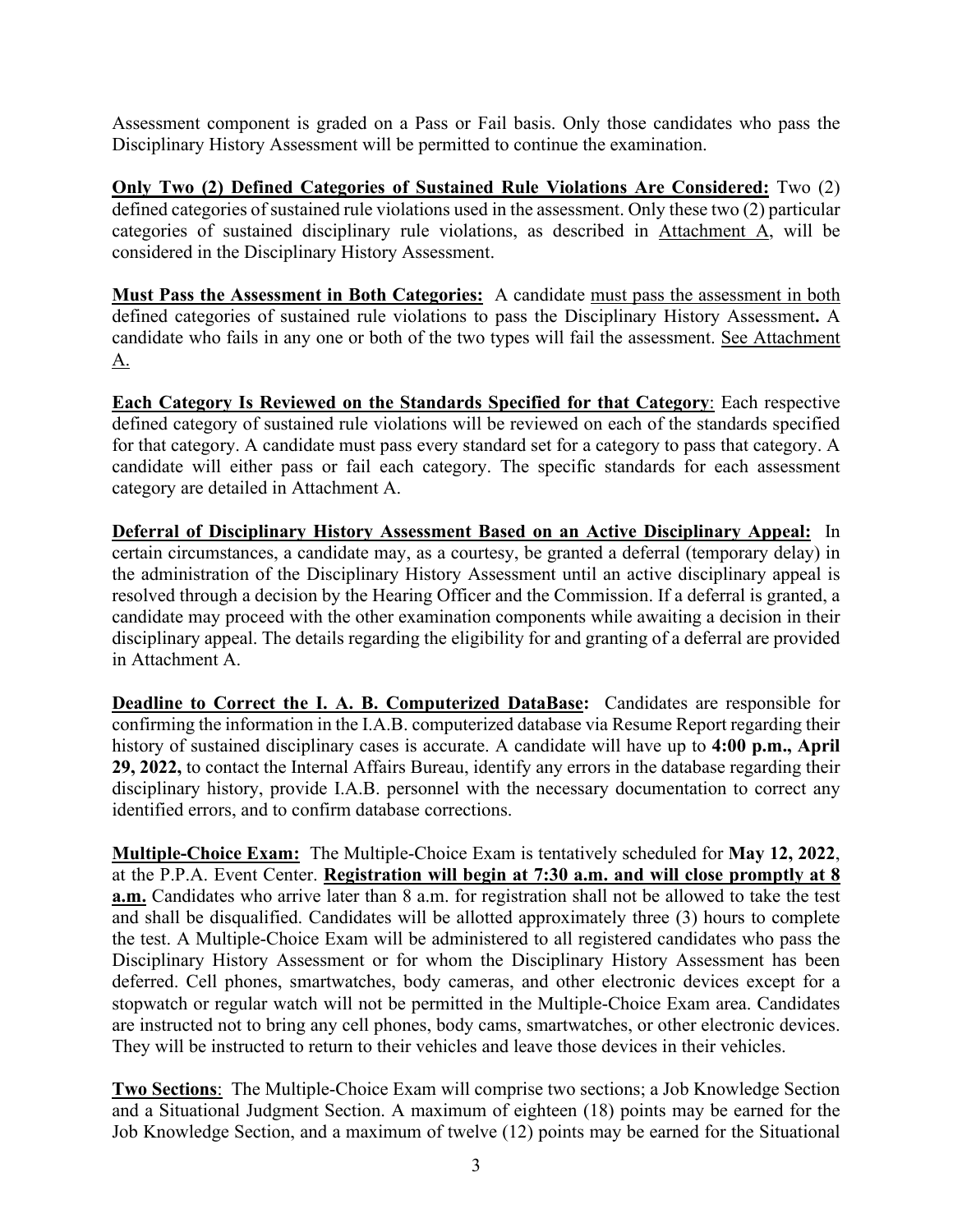Assessment component is graded on a Pass or Fail basis. Only those candidates who pass the Disciplinary History Assessment will be permitted to continue the examination.

**Only Two (2) Defined Categories of Sustained Rule Violations Are Considered:** Two (2) defined categories of sustained rule violations used in the assessment. Only these two (2) particular categories of sustained disciplinary rule violations, as described in Attachment A, will be considered in the Disciplinary History Assessment.

**Must Pass the Assessment in Both Categories:** A candidate must pass the assessment in both defined categories of sustained rule violations to pass the Disciplinary History Assessment**.** A candidate who fails in any one or both of the two types will fail the assessment. See Attachment A.

**Each Category Is Reviewed on the Standards Specified for that Category**: Each respective defined category of sustained rule violations will be reviewed on each of the standards specified for that category. A candidate must pass every standard set for a category to pass that category. A candidate will either pass or fail each category. The specific standards for each assessment category are detailed in Attachment A.

**Deferral of Disciplinary History Assessment Based on an Active Disciplinary Appeal:** In certain circumstances, a candidate may, as a courtesy, be granted a deferral (temporary delay) in the administration of the Disciplinary History Assessment until an active disciplinary appeal is resolved through a decision by the Hearing Officer and the Commission. If a deferral is granted, a candidate may proceed with the other examination components while awaiting a decision in their disciplinary appeal. The details regarding the eligibility for and granting of a deferral are provided in Attachment A.

**Deadline to Correct the I. A. B. Computerized DataBase:** Candidates are responsible for confirming the information in the I.A.B. computerized database via Resume Report regarding their history of sustained disciplinary cases is accurate. A candidate will have up to **4:00 p.m., April 29, 2022,** to contact the Internal Affairs Bureau, identify any errors in the database regarding their disciplinary history, provide I.A.B. personnel with the necessary documentation to correct any identified errors, and to confirm database corrections.

**Multiple-Choice Exam:** The Multiple-Choice Exam is tentatively scheduled for **May 12, 2022**, at the P.P.A. Event Center. **Registration will begin at 7:30 a.m. and will close promptly at 8 a.m.** Candidates who arrive later than 8 a.m. for registration shall not be allowed to take the test and shall be disqualified. Candidates will be allotted approximately three (3) hours to complete the test. A Multiple-Choice Exam will be administered to all registered candidates who pass the Disciplinary History Assessment or for whom the Disciplinary History Assessment has been deferred. Cell phones, smartwatches, body cameras, and other electronic devices except for a stopwatch or regular watch will not be permitted in the Multiple-Choice Exam area. Candidates are instructed not to bring any cell phones, body cams, smartwatches, or other electronic devices. They will be instructed to return to their vehicles and leave those devices in their vehicles.

**Two Sections**: The Multiple-Choice Exam will comprise two sections; a Job Knowledge Section and a Situational Judgment Section. A maximum of eighteen (18) points may be earned for the Job Knowledge Section, and a maximum of twelve (12) points may be earned for the Situational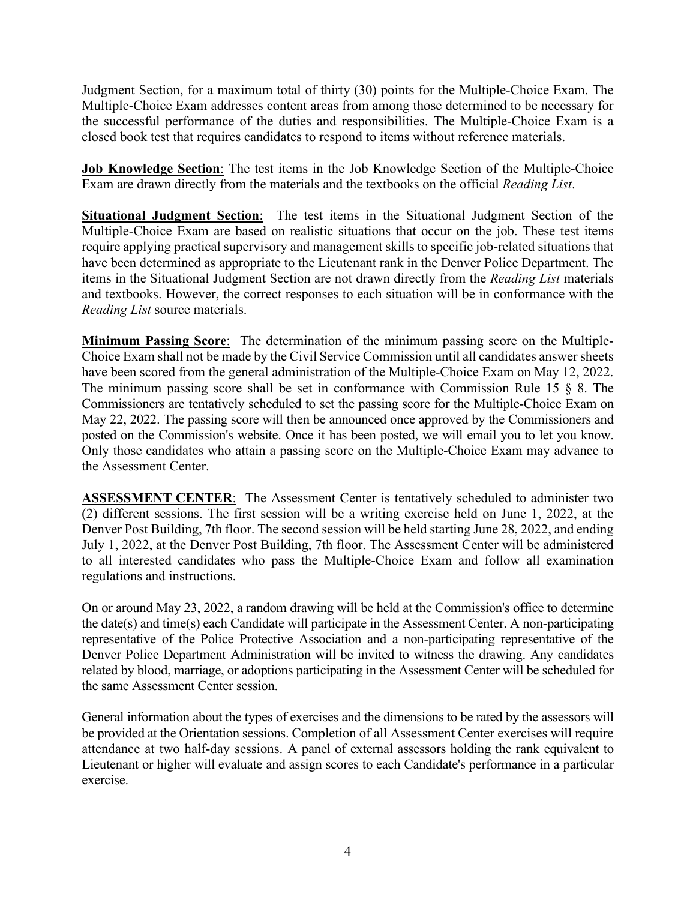Judgment Section, for a maximum total of thirty (30) points for the Multiple-Choice Exam. The Multiple-Choice Exam addresses content areas from among those determined to be necessary for the successful performance of the duties and responsibilities. The Multiple-Choice Exam is a closed book test that requires candidates to respond to items without reference materials.

**Job Knowledge Section**: The test items in the Job Knowledge Section of the Multiple-Choice Exam are drawn directly from the materials and the textbooks on the official *Reading List*.

**Situational Judgment Section**: The test items in the Situational Judgment Section of the Multiple-Choice Exam are based on realistic situations that occur on the job. These test items require applying practical supervisory and management skills to specific job-related situations that have been determined as appropriate to the Lieutenant rank in the Denver Police Department. The items in the Situational Judgment Section are not drawn directly from the *Reading List* materials and textbooks. However, the correct responses to each situation will be in conformance with the *Reading List* source materials.

**Minimum Passing Score**: The determination of the minimum passing score on the Multiple-Choice Exam shall not be made by the Civil Service Commission until all candidates answer sheets have been scored from the general administration of the Multiple-Choice Exam on May 12, 2022. The minimum passing score shall be set in conformance with Commission Rule 15 § 8. The Commissioners are tentatively scheduled to set the passing score for the Multiple-Choice Exam on May 22, 2022. The passing score will then be announced once approved by the Commissioners and posted on the Commission's website. Once it has been posted, we will email you to let you know. Only those candidates who attain a passing score on the Multiple-Choice Exam may advance to the Assessment Center.

**ASSESSMENT CENTER**: The Assessment Center is tentatively scheduled to administer two (2) different sessions. The first session will be a writing exercise held on June 1, 2022, at the Denver Post Building, 7th floor. The second session will be held starting June 28, 2022, and ending July 1, 2022, at the Denver Post Building, 7th floor. The Assessment Center will be administered to all interested candidates who pass the Multiple-Choice Exam and follow all examination regulations and instructions.

On or around May 23, 2022, a random drawing will be held at the Commission's office to determine the date(s) and time(s) each Candidate will participate in the Assessment Center. A non-participating representative of the Police Protective Association and a non-participating representative of the Denver Police Department Administration will be invited to witness the drawing. Any candidates related by blood, marriage, or adoptions participating in the Assessment Center will be scheduled for the same Assessment Center session.

General information about the types of exercises and the dimensions to be rated by the assessors will be provided at the Orientation sessions. Completion of all Assessment Center exercises will require attendance at two half-day sessions. A panel of external assessors holding the rank equivalent to Lieutenant or higher will evaluate and assign scores to each Candidate's performance in a particular exercise.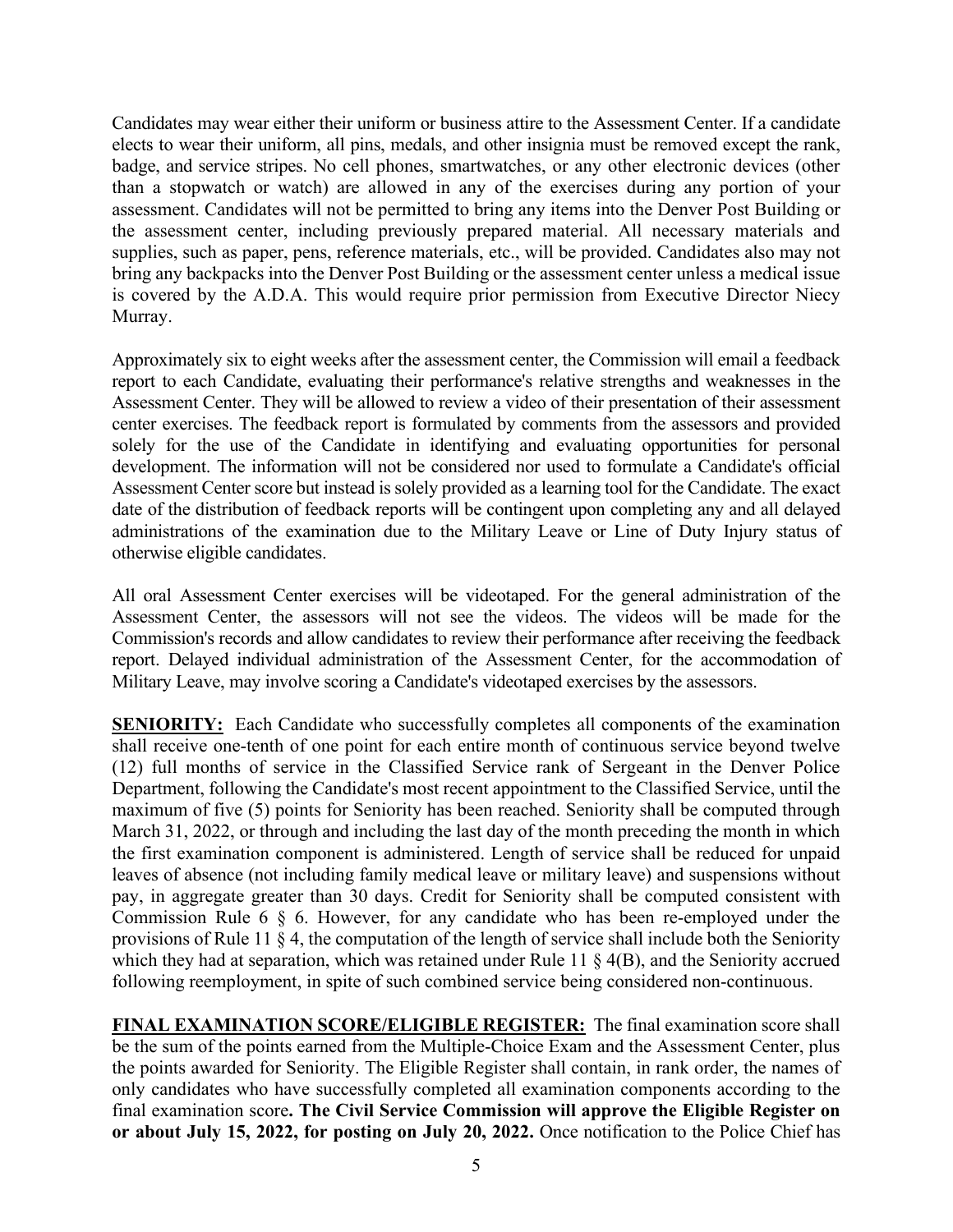Candidates may wear either their uniform or business attire to the Assessment Center. If a candidate elects to wear their uniform, all pins, medals, and other insignia must be removed except the rank, badge, and service stripes. No cell phones, smartwatches, or any other electronic devices (other than a stopwatch or watch) are allowed in any of the exercises during any portion of your assessment. Candidates will not be permitted to bring any items into the Denver Post Building or the assessment center, including previously prepared material. All necessary materials and supplies, such as paper, pens, reference materials, etc., will be provided. Candidates also may not bring any backpacks into the Denver Post Building or the assessment center unless a medical issue is covered by the A.D.A. This would require prior permission from Executive Director Niecy Murray.

Approximately six to eight weeks after the assessment center, the Commission will email a feedback report to each Candidate, evaluating their performance's relative strengths and weaknesses in the Assessment Center. They will be allowed to review a video of their presentation of their assessment center exercises. The feedback report is formulated by comments from the assessors and provided solely for the use of the Candidate in identifying and evaluating opportunities for personal development. The information will not be considered nor used to formulate a Candidate's official Assessment Center score but instead is solely provided as a learning tool for the Candidate. The exact date of the distribution of feedback reports will be contingent upon completing any and all delayed administrations of the examination due to the Military Leave or Line of Duty Injury status of otherwise eligible candidates.

All oral Assessment Center exercises will be videotaped. For the general administration of the Assessment Center, the assessors will not see the videos. The videos will be made for the Commission's records and allow candidates to review their performance after receiving the feedback report. Delayed individual administration of the Assessment Center, for the accommodation of Military Leave, may involve scoring a Candidate's videotaped exercises by the assessors.

**SENIORITY:** Each Candidate who successfully completes all components of the examination shall receive one-tenth of one point for each entire month of continuous service beyond twelve (12) full months of service in the Classified Service rank of Sergeant in the Denver Police Department, following the Candidate's most recent appointment to the Classified Service, until the maximum of five (5) points for Seniority has been reached. Seniority shall be computed through March 31, 2022, or through and including the last day of the month preceding the month in which the first examination component is administered. Length of service shall be reduced for unpaid leaves of absence (not including family medical leave or military leave) and suspensions without pay, in aggregate greater than 30 days. Credit for Seniority shall be computed consistent with Commission Rule 6 § 6. However, for any candidate who has been re-employed under the provisions of Rule 11 § 4, the computation of the length of service shall include both the Seniority which they had at separation, which was retained under Rule 11 § 4(B), and the Seniority accrued following reemployment, in spite of such combined service being considered non-continuous.

**FINAL EXAMINATION SCORE/ELIGIBLE REGISTER:** The final examination score shall be the sum of the points earned from the Multiple-Choice Exam and the Assessment Center, plus the points awarded for Seniority. The Eligible Register shall contain, in rank order, the names of only candidates who have successfully completed all examination components according to the final examination score**. The Civil Service Commission will approve the Eligible Register on or about July 15, 2022, for posting on July 20, 2022.** Once notification to the Police Chief has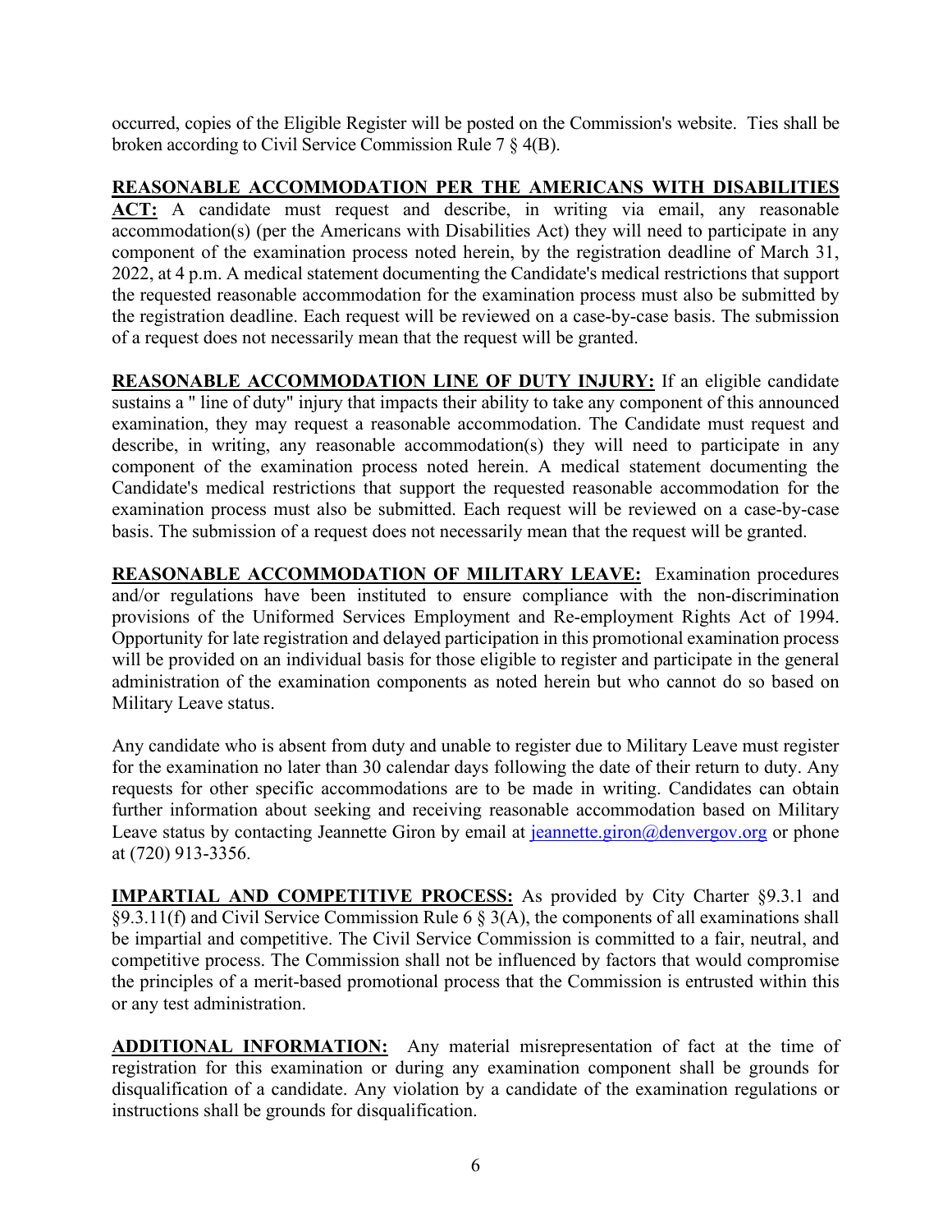occurred, copies of the Eligible Register will be posted on the Commission's website. Ties shall be broken according to Civil Service Commission Rule 7 § 4(B).

**REASONABLE ACCOMMODATION PER THE AMERICANS WITH DISABILITIES ACT:** A candidate must request and describe, in writing via email, any reasonable accommodation(s) (per the Americans with Disabilities Act) they will need to participate in any component of the examination process noted herein, by the registration deadline of March 31, 2022, at 4 p.m. A medical statement documenting the Candidate's medical restrictions that support the requested reasonable accommodation for the examination process must also be submitted by the registration deadline. Each request will be reviewed on a case-by-case basis. The submission of a request does not necessarily mean that the request will be granted.

**REASONABLE ACCOMMODATION LINE OF DUTY INJURY:** If an eligible candidate sustains a " line of duty" injury that impacts their ability to take any component of this announced examination, they may request a reasonable accommodation. The Candidate must request and describe, in writing, any reasonable accommodation(s) they will need to participate in any component of the examination process noted herein. A medical statement documenting the Candidate's medical restrictions that support the requested reasonable accommodation for the examination process must also be submitted. Each request will be reviewed on a case-by-case basis. The submission of a request does not necessarily mean that the request will be granted.

**REASONABLE ACCOMMODATION OF MILITARY LEAVE:** Examination procedures and/or regulations have been instituted to ensure compliance with the non-discrimination provisions of the Uniformed Services Employment and Re-employment Rights Act of 1994. Opportunity for late registration and delayed participation in this promotional examination process will be provided on an individual basis for those eligible to register and participate in the general administration of the examination components as noted herein but who cannot do so based on Military Leave status.

Any candidate who is absent from duty and unable to register due to Military Leave must register for the examination no later than 30 calendar days following the date of their return to duty. Any requests for other specific accommodations are to be made in writing. Candidates can obtain further information about seeking and receiving reasonable accommodation based on Military Leave status by contacting Jeannette Giron by email at jeannette.giron@denvergov.org or phone at (720) 913-3356.

**IMPARTIAL AND COMPETITIVE PROCESS:** As provided by City Charter §9.3.1 and §9.3.11(f) and Civil Service Commission Rule 6 § 3(A), the components of all examinations shall be impartial and competitive. The Civil Service Commission is committed to a fair, neutral, and competitive process. The Commission shall not be influenced by factors that would compromise the principles of a merit-based promotional process that the Commission is entrusted within this or any test administration.

**ADDITIONAL INFORMATION:** Any material misrepresentation of fact at the time of registration for this examination or during any examination component shall be grounds for disqualification of a candidate. Any violation by a candidate of the examination regulations or instructions shall be grounds for disqualification.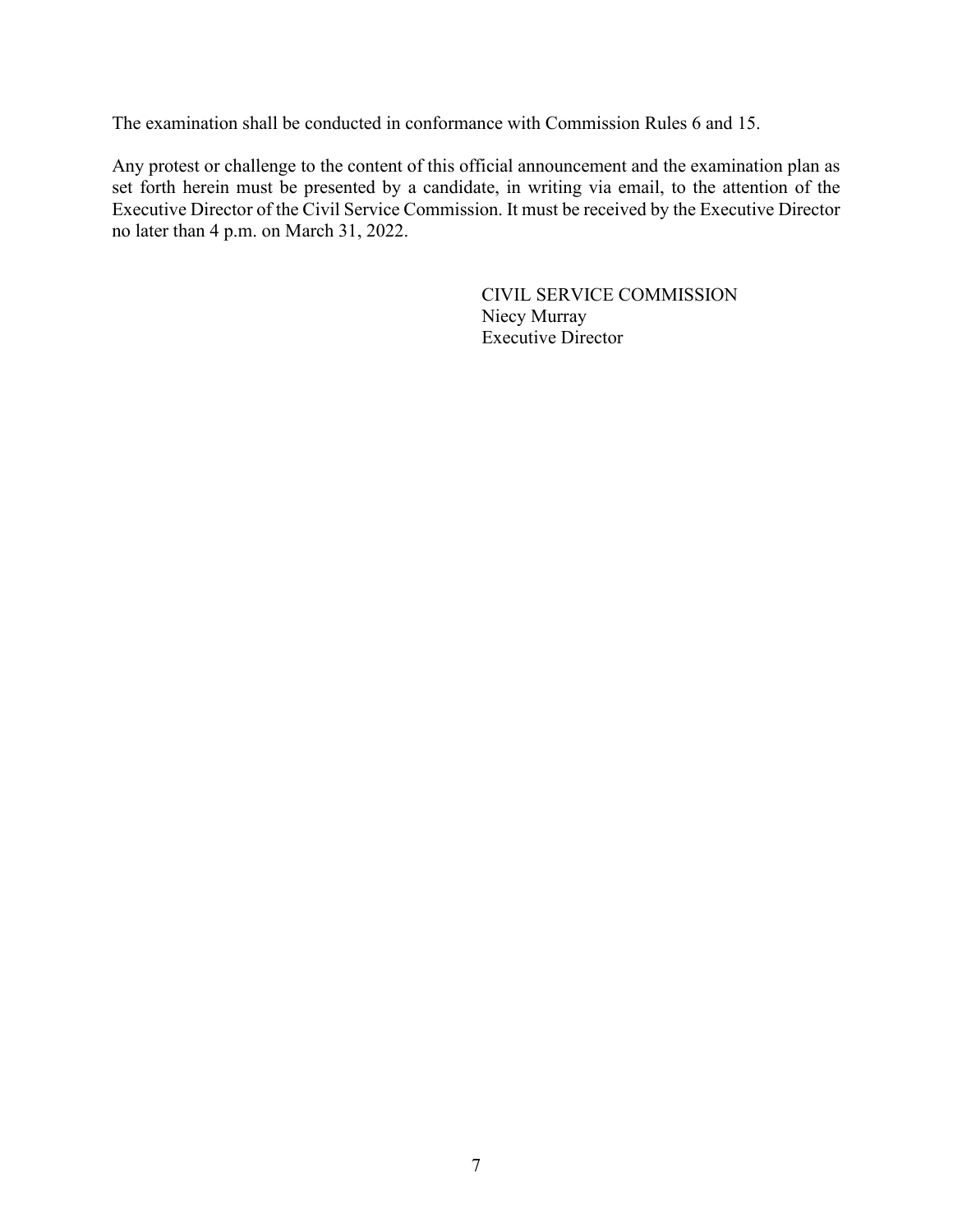The examination shall be conducted in conformance with Commission Rules 6 and 15.

Any protest or challenge to the content of this official announcement and the examination plan as set forth herein must be presented by a candidate, in writing via email, to the attention of the Executive Director of the Civil Service Commission. It must be received by the Executive Director no later than 4 p.m. on March 31, 2022.

CIVIL SERVICE COMMISSION  
Niecy Murray  
Executive Director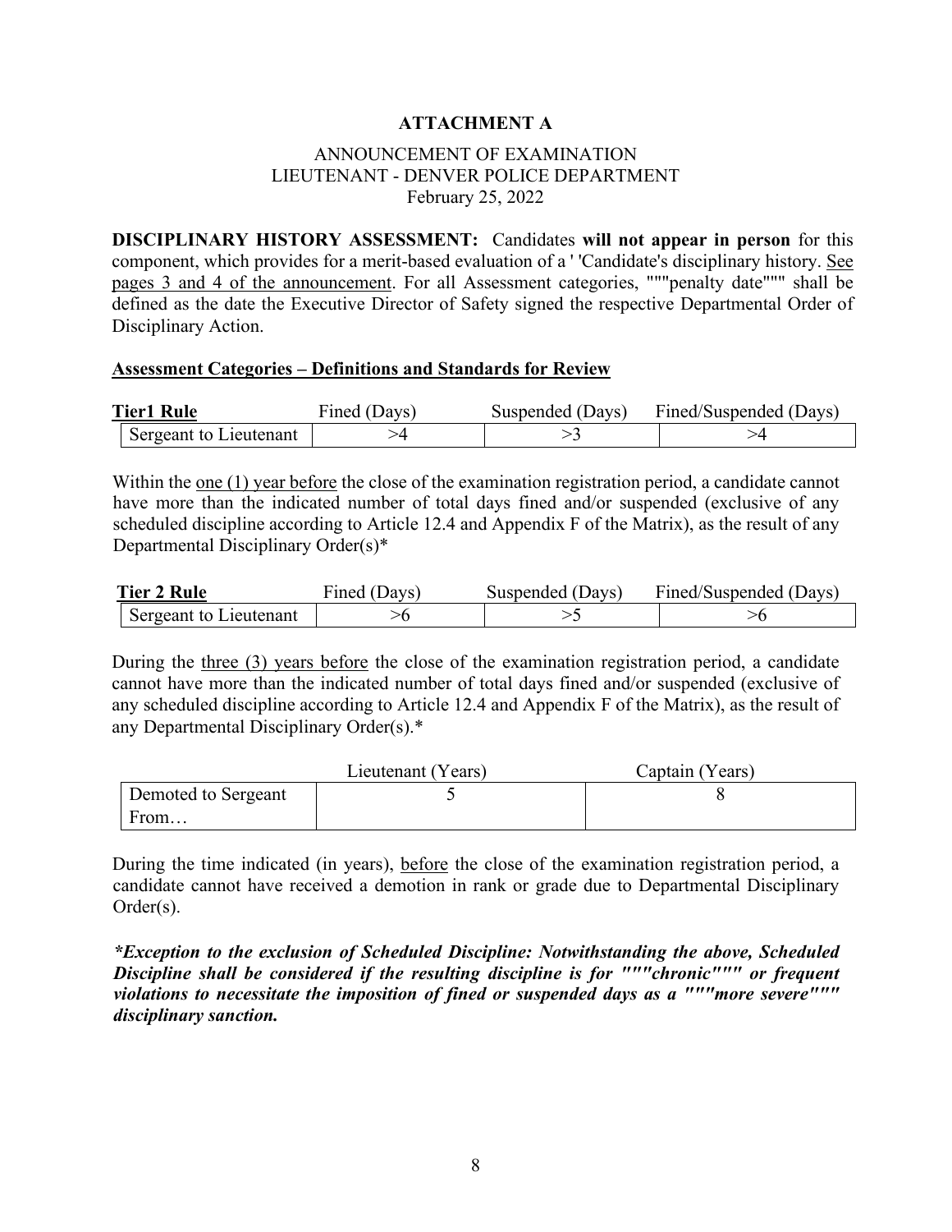**ATTACHMENT A**

ANNOUNCEMENT OF EXAMINATION
LIEUTENANT - DENVER POLICE DEPARTMENT
February 25, 2022

**DISCIPLINARY HISTORY ASSESSMENT:** Candidates **will not appear in person** for this component, which provides for a merit-based evaluation of a ' 'Candidate's disciplinary history. See pages 3 and 4 of the announcement. For all Assessment categories, """penalty date""" shall be defined as the date the Executive Director of Safety signed the respective Departmental Order of Disciplinary Action.

**Assessment Categories – Definitions and Standards for Review**

| **Tier1 Rule** | Fined (Days) | Suspended (Days) | Fined/Suspended (Days) |
|---|---|---|---|
| Sergeant to Lieutenant | >4 | >3 | >4 |

Within the one (1) year before the close of the examination registration period, a candidate cannot have more than the indicated number of total days fined and/or suspended (exclusive of any scheduled discipline according to Article 12.4 and Appendix F of the Matrix), as the result of any Departmental Disciplinary Order(s)*

| **Tier 2 Rule** | Fined (Days) | Suspended (Days) | Fined/Suspended (Days) |
|---|---|---|---|
| Sergeant to Lieutenant | >6 | >5 | >6 |

During the three (3) years before the close of the examination registration period, a candidate cannot have more than the indicated number of total days fined and/or suspended (exclusive of any scheduled discipline according to Article 12.4 and Appendix F of the Matrix), as the result of any Departmental Disciplinary Order(s).*

| | Lieutenant (Years) | Captain (Years) |
|---|---|---|
| Demoted to Sergeant From… | 5 | 8 |

During the time indicated (in years), before the close of the examination registration period, a candidate cannot have received a demotion in rank or grade due to Departmental Disciplinary Order(s).

***Exception to the exclusion of Scheduled Discipline: Notwithstanding the above, Scheduled Discipline shall be considered if the resulting discipline is for """chronic""" or frequent violations to necessitate the imposition of fined or suspended days as a """more severe""" disciplinary sanction.***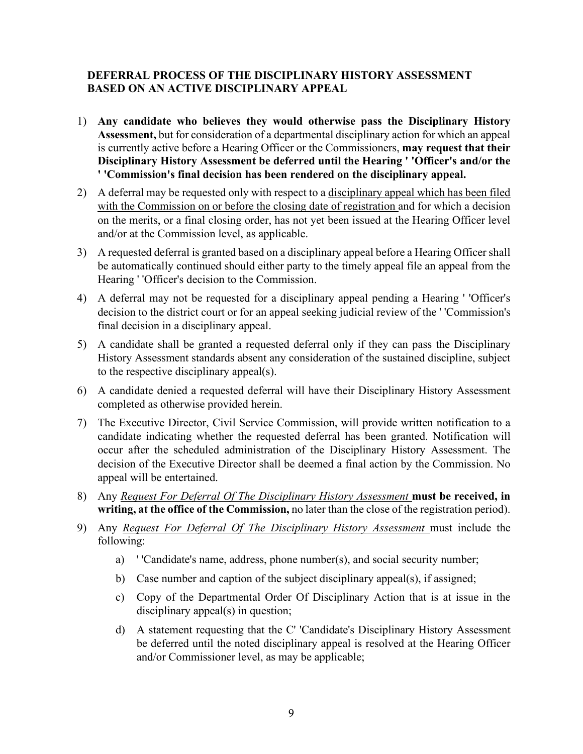## DEFERRAL PROCESS OF THE DISCIPLINARY HISTORY ASSESSMENT BASED ON AN ACTIVE DISCIPLINARY APPEAL

1) **Any candidate who believes they would otherwise pass the Disciplinary History Assessment,** but for consideration of a departmental disciplinary action for which an appeal is currently active before a Hearing Officer or the Commissioners, **may request that their Disciplinary History Assessment be deferred until the Hearing ' 'Officer's and/or the ' 'Commission's final decision has been rendered on the disciplinary appeal.**

2) A deferral may be requested only with respect to a <u>disciplinary appeal which has been filed with the Commission on or before the closing date of registration</u> and for which a decision on the merits, or a final closing order, has not yet been issued at the Hearing Officer level and/or at the Commission level, as applicable.

3) A requested deferral is granted based on a disciplinary appeal before a Hearing Officer shall be automatically continued should either party to the timely appeal file an appeal from the Hearing ' 'Officer's decision to the Commission.

4) A deferral may not be requested for a disciplinary appeal pending a Hearing ' 'Officer's decision to the district court or for an appeal seeking judicial review of the ' 'Commission's final decision in a disciplinary appeal.

5) A candidate shall be granted a requested deferral only if they can pass the Disciplinary History Assessment standards absent any consideration of the sustained discipline, subject to the respective disciplinary appeal(s).

6) A candidate denied a requested deferral will have their Disciplinary History Assessment completed as otherwise provided herein.

7) The Executive Director, Civil Service Commission, will provide written notification to a candidate indicating whether the requested deferral has been granted. Notification will occur after the scheduled administration of the Disciplinary History Assessment. The decision of the Executive Director shall be deemed a final action by the Commission. No appeal will be entertained.

8) Any <u>*Request For Deferral Of The Disciplinary History Assessment*</u> **must be received, in writing, at the office of the Commission,** no later than the close of the registration period).

9) Any <u>*Request For Deferral Of The Disciplinary History Assessment*</u> must include the following:

    a) ' 'Candidate's name, address, phone number(s), and social security number;

    b) Case number and caption of the subject disciplinary appeal(s), if assigned;

    c) Copy of the Departmental Order Of Disciplinary Action that is at issue in the disciplinary appeal(s) in question;

    d) A statement requesting that the C' 'Candidate's Disciplinary History Assessment be deferred until the noted disciplinary appeal is resolved at the Hearing Officer and/or Commissioner level, as may be applicable;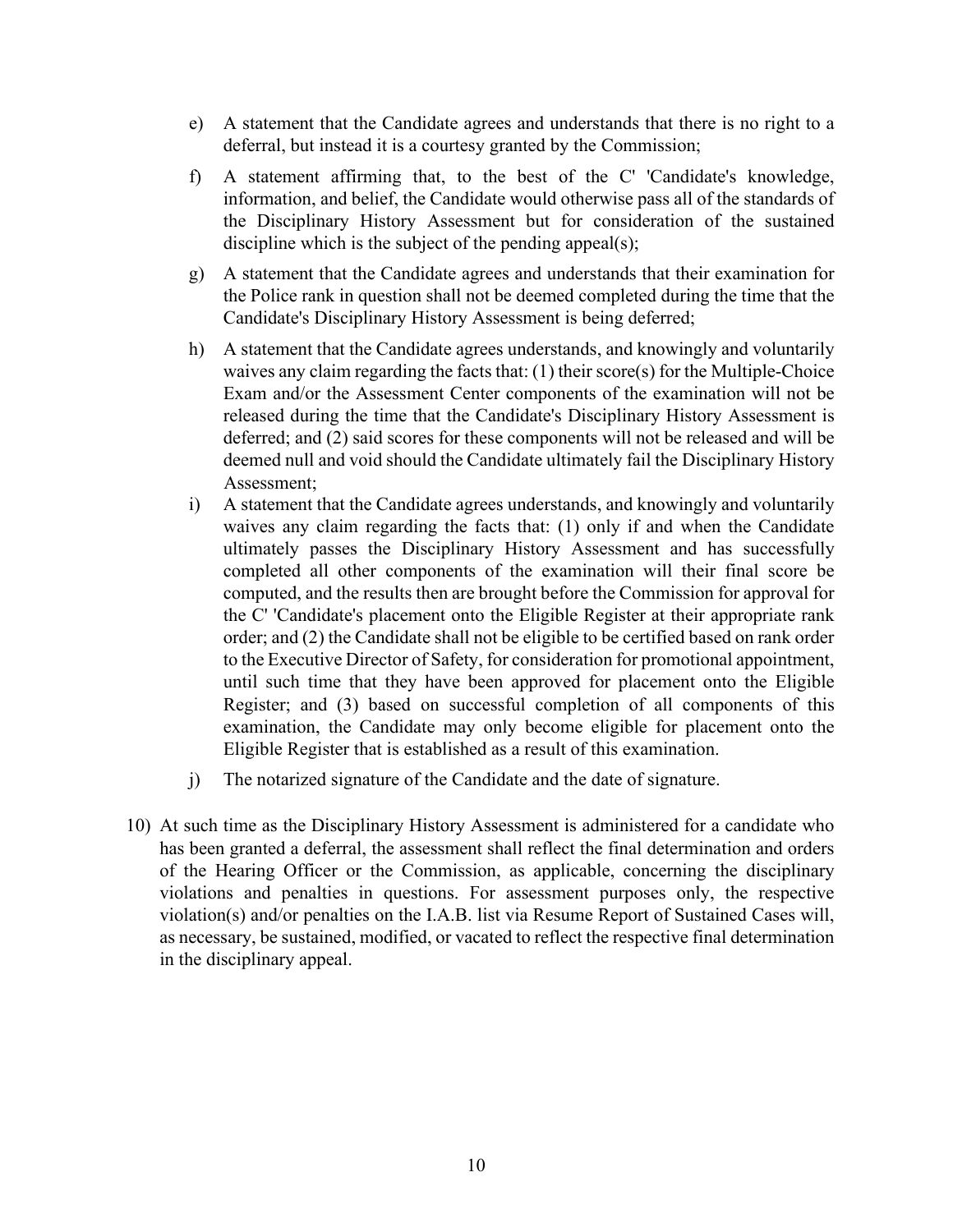e) A statement that the Candidate agrees and understands that there is no right to a deferral, but instead it is a courtesy granted by the Commission;

f) A statement affirming that, to the best of the C' 'Candidate's knowledge, information, and belief, the Candidate would otherwise pass all of the standards of the Disciplinary History Assessment but for consideration of the sustained discipline which is the subject of the pending appeal(s);

g) A statement that the Candidate agrees and understands that their examination for the Police rank in question shall not be deemed completed during the time that the Candidate's Disciplinary History Assessment is being deferred;

h) A statement that the Candidate agrees understands, and knowingly and voluntarily waives any claim regarding the facts that: (1) their score(s) for the Multiple-Choice Exam and/or the Assessment Center components of the examination will not be released during the time that the Candidate's Disciplinary History Assessment is deferred; and (2) said scores for these components will not be released and will be deemed null and void should the Candidate ultimately fail the Disciplinary History Assessment;

i) A statement that the Candidate agrees understands, and knowingly and voluntarily waives any claim regarding the facts that: (1) only if and when the Candidate ultimately passes the Disciplinary History Assessment and has successfully completed all other components of the examination will their final score be computed, and the results then are brought before the Commission for approval for the C' 'Candidate's placement onto the Eligible Register at their appropriate rank order; and (2) the Candidate shall not be eligible to be certified based on rank order to the Executive Director of Safety, for consideration for promotional appointment, until such time that they have been approved for placement onto the Eligible Register; and (3) based on successful completion of all components of this examination, the Candidate may only become eligible for placement onto the Eligible Register that is established as a result of this examination.

j) The notarized signature of the Candidate and the date of signature.

10) At such time as the Disciplinary History Assessment is administered for a candidate who has been granted a deferral, the assessment shall reflect the final determination and orders of the Hearing Officer or the Commission, as applicable, concerning the disciplinary violations and penalties in questions. For assessment purposes only, the respective violation(s) and/or penalties on the I.A.B. list via Resume Report of Sustained Cases will, as necessary, be sustained, modified, or vacated to reflect the respective final determination in the disciplinary appeal.